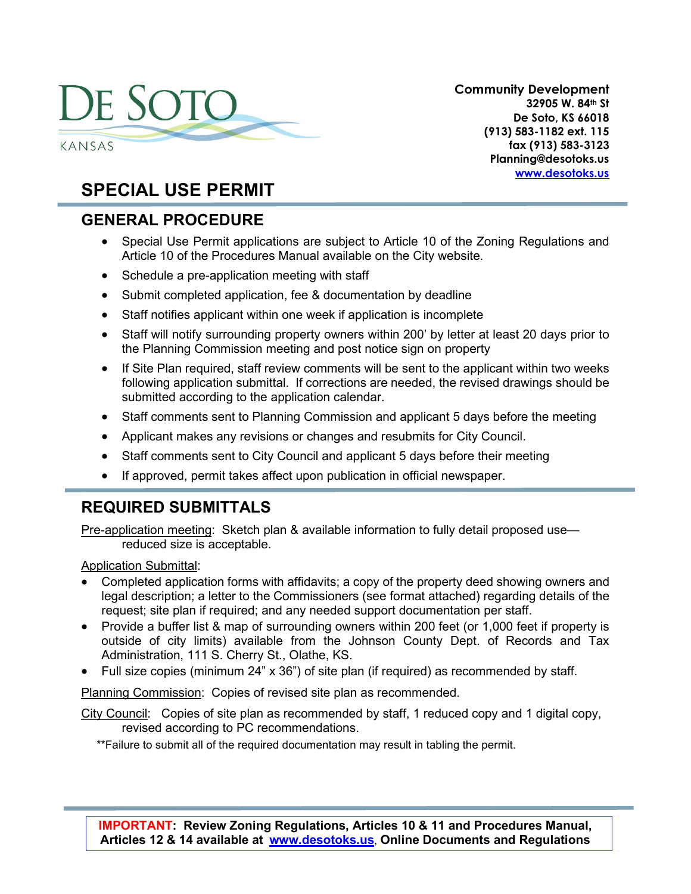DE SOTO
KANSAS

**Community Development**
**32905 W. 84th St**
**De Soto, KS 66018**
**(913) 583-1182 ext. 115**
**fax (913) 583-3123**
**Planning@desotoks.us**
**www.desotoks.us**

# SPECIAL USE PERMIT

## GENERAL PROCEDURE

- Special Use Permit applications are subject to Article 10 of the Zoning Regulations and Article 10 of the Procedures Manual available on the City website.
- Schedule a pre-application meeting with staff
- Submit completed application, fee & documentation by deadline
- Staff notifies applicant within one week if application is incomplete
- Staff will notify surrounding property owners within 200' by letter at least 20 days prior to the Planning Commission meeting and post notice sign on property
- If Site Plan required, staff review comments will be sent to the applicant within two weeks following application submittal. If corrections are needed, the revised drawings should be submitted according to the application calendar.
- Staff comments sent to Planning Commission and applicant 5 days before the meeting
- Applicant makes any revisions or changes and resubmits for City Council.
- Staff comments sent to City Council and applicant 5 days before their meeting
- If approved, permit takes affect upon publication in official newspaper.

## REQUIRED SUBMITTALS

Pre-application meeting: Sketch plan & available information to fully detail proposed use—reduced size is acceptable.

Application Submittal:

- Completed application forms with affidavits; a copy of the property deed showing owners and legal description; a letter to the Commissioners (see format attached) regarding details of the request; site plan if required; and any needed support documentation per staff.
- Provide a buffer list & map of surrounding owners within 200 feet (or 1,000 feet if property is outside of city limits) available from the Johnson County Dept. of Records and Tax Administration, 111 S. Cherry St., Olathe, KS.
- Full size copies (minimum 24" x 36") of site plan (if required) as recommended by staff.

Planning Commission: Copies of revised site plan as recommended.

City Council: Copies of site plan as recommended by staff, 1 reduced copy and 1 digital copy, revised according to PC recommendations.

**Failure to submit all of the required documentation may result in tabling the permit.

**IMPORTANT: Review Zoning Regulations, Articles 10 & 11 and Procedures Manual, Articles 12 & 14 available at www.desotoks.us, Online Documents and Regulations**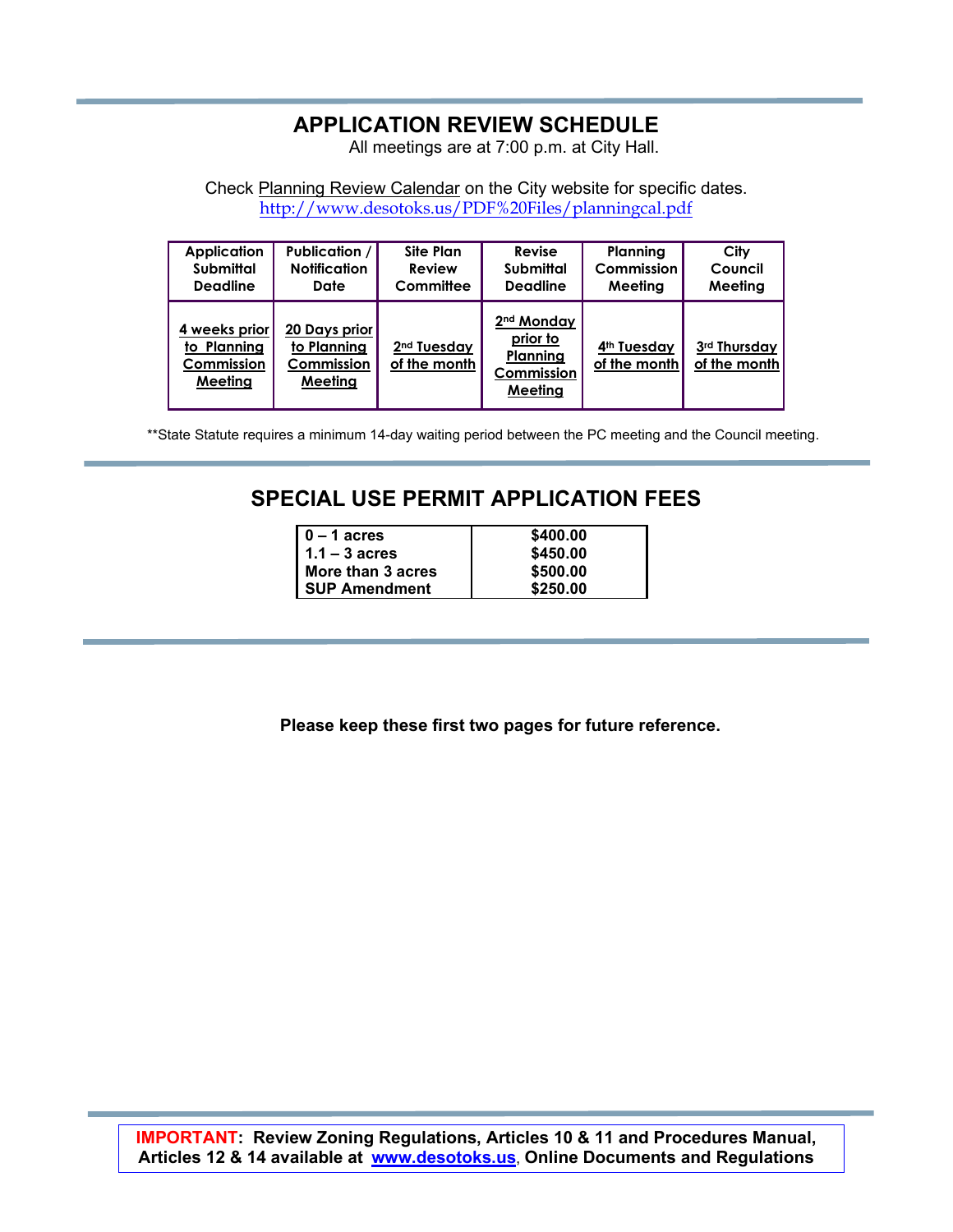## APPLICATION REVIEW SCHEDULE

All meetings are at 7:00 p.m. at City Hall.

Check Planning Review Calendar on the City website for specific dates.
http://www.desotoks.us/PDF%20Files/planningcal.pdf

| Application Submittal Deadline | Publication / Notification Date | Site Plan Review Committee | Revise Submittal Deadline | Planning Commission Meeting | City Council Meeting |
|---|---|---|---|---|---|
| 4 weeks prior to Planning Commission Meeting | 20 Days prior to Planning Commission Meeting | 2nd Tuesday of the month | 2nd Monday prior to Planning Commission Meeting | 4th Tuesday of the month | 3rd Thursday of the month |

**State Statute requires a minimum 14-day waiting period between the PC meeting and the Council meeting.

## SPECIAL USE PERMIT APPLICATION FEES

| | |
|---|---|
| **0 – 1 acres** | **$400.00** |
| **1.1 – 3 acres** | **$450.00** |
| **More than 3 acres** | **$500.00** |
| **SUP Amendment** | **$250.00** |

**Please keep these first two pages for future reference.**

**IMPORTANT: Review Zoning Regulations, Articles 10 & 11 and Procedures Manual, Articles 12 & 14 available at [www.desotoks.us](http://www.desotoks.us), Online Documents and Regulations**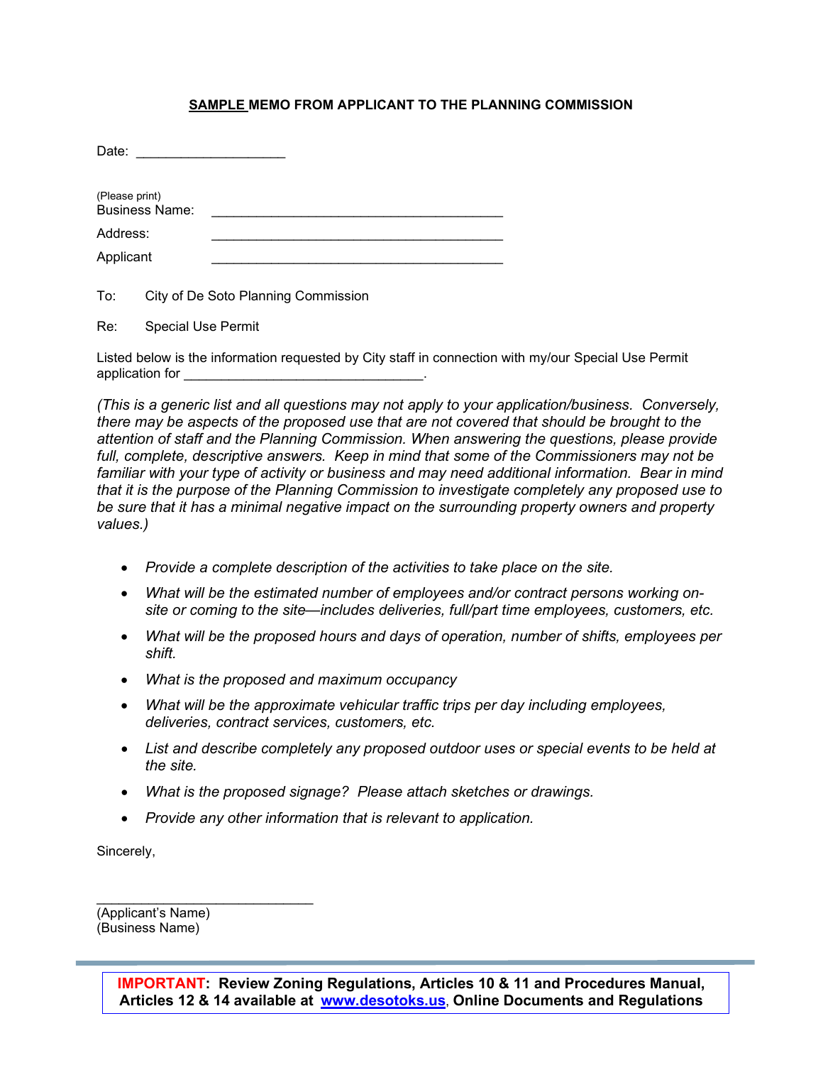**<u>SAMPLE</u> MEMO FROM APPLICANT TO THE PLANNING COMMISSION**

Date: ____________________

(Please print)
Business Name: _______________________________________

Address: _______________________________________

Applicant _______________________________________

To: City of De Soto Planning Commission

Re: Special Use Permit

Listed below is the information requested by City staff in connection with my/our Special Use Permit application for ________________________________.

*(This is a generic list and all questions may not apply to your application/business. Conversely, there may be aspects of the proposed use that are not covered that should be brought to the attention of staff and the Planning Commission. When answering the questions, please provide full, complete, descriptive answers. Keep in mind that some of the Commissioners may not be familiar with your type of activity or business and may need additional information. Bear in mind that it is the purpose of the Planning Commission to investigate completely any proposed use to be sure that it has a minimal negative impact on the surrounding property owners and property values.)*

- *Provide a complete description of the activities to take place on the site.*
- *What will be the estimated number of employees and/or contract persons working on-site or coming to the site—includes deliveries, full/part time employees, customers, etc.*
- *What will be the proposed hours and days of operation, number of shifts, employees per shift.*
- *What is the proposed and maximum occupancy*
- *What will be the approximate vehicular traffic trips per day including employees, deliveries, contract services, customers, etc.*
- *List and describe completely any proposed outdoor uses or special events to be held at the site.*
- *What is the proposed signage? Please attach sketches or drawings.*
- *Provide any other information that is relevant to application.*

Sincerely,

______________________________
(Applicant's Name)
(Business Name)

**IMPORTANT: Review Zoning Regulations, Articles 10 & 11 and Procedures Manual, Articles 12 & 14 available at [www.desotoks.us](http://www.desotoks.us), Online Documents and Regulations**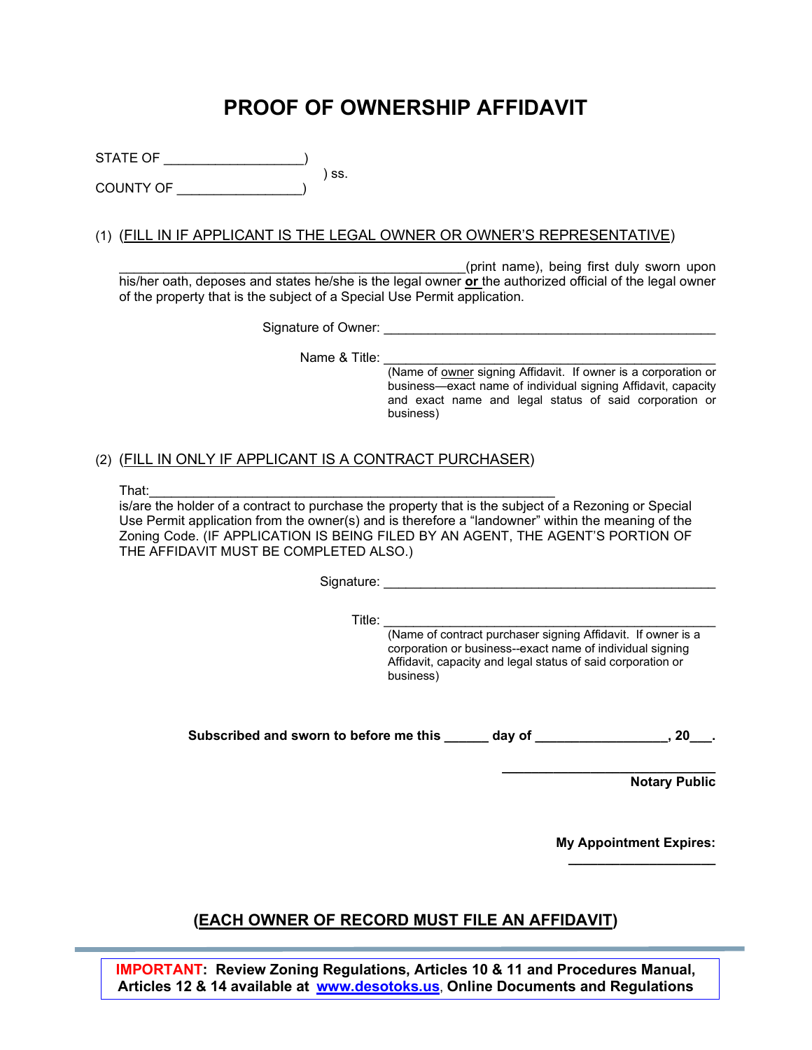# PROOF OF OWNERSHIP AFFIDAVIT

STATE OF ___________________)
) ss.
COUNTY OF _________________)

(1) (FILL IN IF APPLICANT IS THE LEGAL OWNER OR OWNER'S REPRESENTATIVE)

_______________________________________________(print name), being first duly sworn upon his/her oath, deposes and states he/she is the legal owner **or** the authorized official of the legal owner of the property that is the subject of a Special Use Permit application.

Signature of Owner: _____________________________________________

Name & Title: _____________________________________________
(Name of owner signing Affidavit. If owner is a corporation or business—exact name of individual signing Affidavit, capacity and exact name and legal status of said corporation or business)

(2) (FILL IN ONLY IF APPLICANT IS A CONTRACT PURCHASER)

That:_______________________________________________________
is/are the holder of a contract to purchase the property that is the subject of a Rezoning or Special Use Permit application from the owner(s) and is therefore a "landowner" within the meaning of the Zoning Code. (IF APPLICATION IS BEING FILED BY AN AGENT, THE AGENT'S PORTION OF THE AFFIDAVIT MUST BE COMPLETED ALSO.)

Signature: _____________________________________________

Title: _____________________________________________
(Name of contract purchaser signing Affidavit. If owner is a corporation or business--exact name of individual signing Affidavit, capacity and legal status of said corporation or business)

**Subscribed and sworn to before me this ______ day of _________________, 20___.**

______________________________
**Notary Public**

**My Appointment Expires:**
____________________

**(EACH OWNER OF RECORD MUST FILE AN AFFIDAVIT)**

**IMPORTANT: Review Zoning Regulations, Articles 10 & 11 and Procedures Manual, Articles 12 & 14 available at [www.desotoks.us](http://www.desotoks.us), Online Documents and Regulations**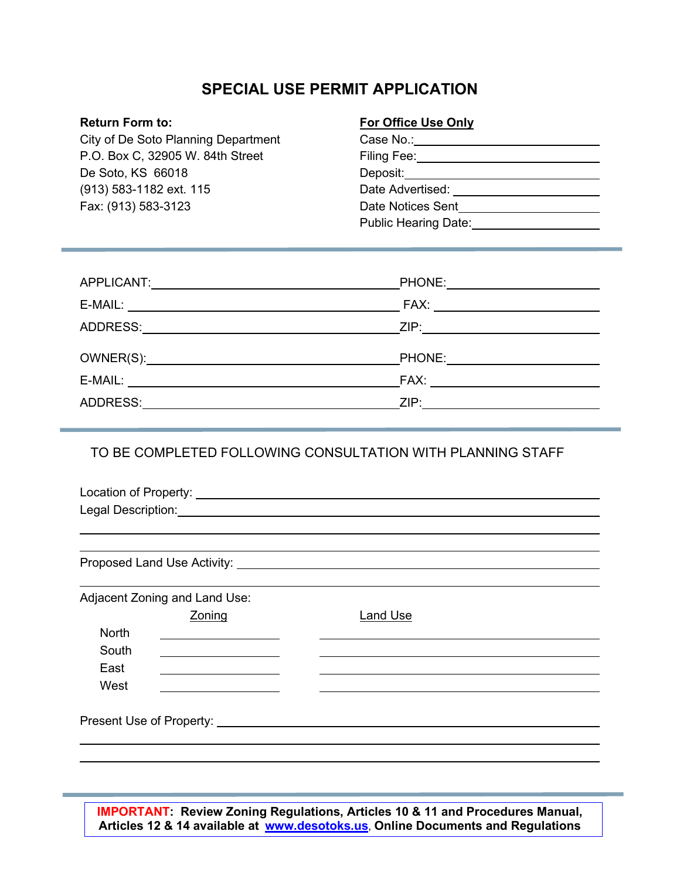# SPECIAL USE PERMIT APPLICATION

**Return Form to:**
City of De Soto Planning Department
P.O. Box C, 32905 W. 84th Street
De Soto, KS 66018
(913) 583-1182 ext. 115
Fax: (913) 583-3123

**For Office Use Only**
Case No.:\_\_\_\_\_\_\_\_\_\_\_\_\_\_\_\_\_\_\_\_
Filing Fee:\_\_\_\_\_\_\_\_\_\_\_\_\_\_\_\_\_\_\_\_
Deposit:\_\_\_\_\_\_\_\_\_\_\_\_\_\_\_\_\_\_\_\_
Date Advertised: \_\_\_\_\_\_\_\_\_\_\_\_\_\_\_\_\_\_\_\_
Date Notices Sent\_\_\_\_\_\_\_\_\_\_\_\_\_\_\_\_\_\_\_\_
Public Hearing Date:\_\_\_\_\_\_\_\_\_\_\_\_\_\_\_\_\_\_\_\_

---

APPLICANT:\_\_\_\_\_\_\_\_\_\_\_\_\_\_\_\_\_\_\_\_\_\_\_\_\_\_\_\_\_\_ PHONE:\_\_\_\_\_\_\_\_\_\_\_\_\_\_\_\_\_\_\_\_

E-MAIL: \_\_\_\_\_\_\_\_\_\_\_\_\_\_\_\_\_\_\_\_\_\_\_\_\_\_\_\_\_\_ FAX: \_\_\_\_\_\_\_\_\_\_\_\_\_\_\_\_\_\_\_\_

ADDRESS:\_\_\_\_\_\_\_\_\_\_\_\_\_\_\_\_\_\_\_\_\_\_\_\_\_\_\_\_\_\_ ZIP:\_\_\_\_\_\_\_\_\_\_\_\_\_\_\_\_\_\_\_\_

OWNER(S):\_\_\_\_\_\_\_\_\_\_\_\_\_\_\_\_\_\_\_\_\_\_\_\_\_\_\_\_\_\_ PHONE:\_\_\_\_\_\_\_\_\_\_\_\_\_\_\_\_\_\_\_\_

E-MAIL: \_\_\_\_\_\_\_\_\_\_\_\_\_\_\_\_\_\_\_\_\_\_\_\_\_\_\_\_\_\_ FAX: \_\_\_\_\_\_\_\_\_\_\_\_\_\_\_\_\_\_\_\_

ADDRESS:\_\_\_\_\_\_\_\_\_\_\_\_\_\_\_\_\_\_\_\_\_\_\_\_\_\_\_\_\_\_ ZIP:\_\_\_\_\_\_\_\_\_\_\_\_\_\_\_\_\_\_\_\_

---

TO BE COMPLETED FOLLOWING CONSULTATION WITH PLANNING STAFF

Location of Property: \_\_\_\_\_\_\_\_\_\_\_\_\_\_\_\_\_\_\_\_\_\_\_\_\_\_\_\_\_\_\_\_\_\_\_\_\_\_\_\_

Legal Description:\_\_\_\_\_\_\_\_\_\_\_\_\_\_\_\_\_\_\_\_\_\_\_\_\_\_\_\_\_\_\_\_\_\_\_\_\_\_\_\_

\_\_\_\_\_\_\_\_\_\_\_\_\_\_\_\_\_\_\_\_\_\_\_\_\_\_\_\_\_\_\_\_\_\_\_\_\_\_\_\_\_\_\_\_\_\_\_\_\_\_\_\_\_\_\_\_

\_\_\_\_\_\_\_\_\_\_\_\_\_\_\_\_\_\_\_\_\_\_\_\_\_\_\_\_\_\_\_\_\_\_\_\_\_\_\_\_\_\_\_\_\_\_\_\_\_\_\_\_\_\_\_\_

Proposed Land Use Activity: \_\_\_\_\_\_\_\_\_\_\_\_\_\_\_\_\_\_\_\_\_\_\_\_\_\_\_\_\_\_\_\_\_\_\_\_\_\_\_\_

\_\_\_\_\_\_\_\_\_\_\_\_\_\_\_\_\_\_\_\_\_\_\_\_\_\_\_\_\_\_\_\_\_\_\_\_\_\_\_\_\_\_\_\_\_\_\_\_\_\_\_\_\_\_\_\_

Adjacent Zoning and Land Use:

| | Zoning | Land Use |
|---|---|---|
| North | | |
| South | | |
| East | | |
| West | | |

Present Use of Property: \_\_\_\_\_\_\_\_\_\_\_\_\_\_\_\_\_\_\_\_\_\_\_\_\_\_\_\_\_\_\_\_\_\_\_\_\_\_\_\_

\_\_\_\_\_\_\_\_\_\_\_\_\_\_\_\_\_\_\_\_\_\_\_\_\_\_\_\_\_\_\_\_\_\_\_\_\_\_\_\_\_\_\_\_\_\_\_\_\_\_\_\_\_\_\_\_

\_\_\_\_\_\_\_\_\_\_\_\_\_\_\_\_\_\_\_\_\_\_\_\_\_\_\_\_\_\_\_\_\_\_\_\_\_\_\_\_\_\_\_\_\_\_\_\_\_\_\_\_\_\_\_\_

---

**IMPORTANT: Review Zoning Regulations, Articles 10 & 11 and Procedures Manual, Articles 12 & 14 available at [www.desotoks.us](http://www.desotoks.us), Online Documents and Regulations**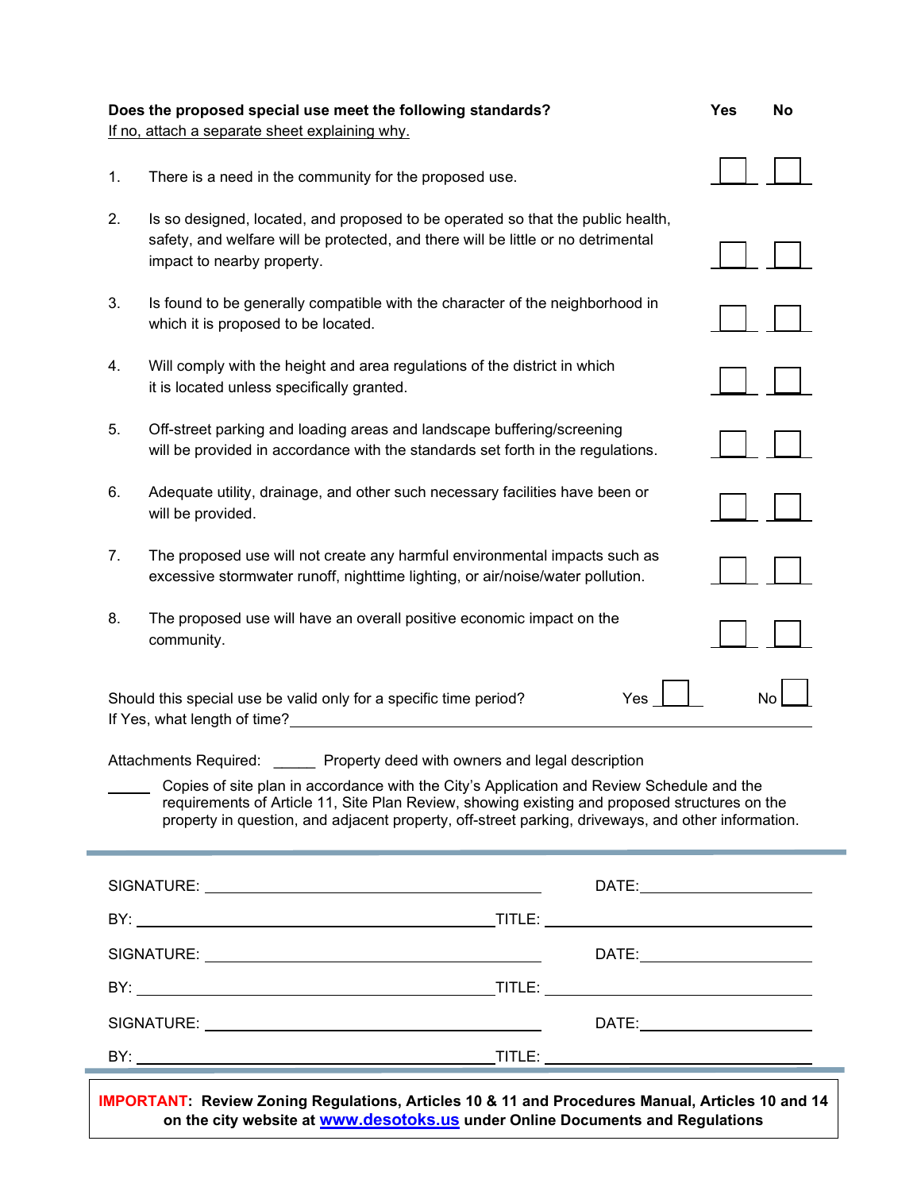**Does the proposed special use meet the following standards?**
If no, attach a separate sheet explaining why.

| | | Yes | No |
|---|---|---|---|
| 1. | There is a need in the community for the proposed use. | ☐ | ☐ |
| 2. | Is so designed, located, and proposed to be operated so that the public health, safety, and welfare will be protected, and there will be little or no detrimental impact to nearby property. | ☐ | ☐ |
| 3. | Is found to be generally compatible with the character of the neighborhood in which it is proposed to be located. | ☐ | ☐ |
| 4. | Will comply with the height and area regulations of the district in which it is located unless specifically granted. | ☐ | ☐ |
| 5. | Off-street parking and loading areas and landscape buffering/screening will be provided in accordance with the standards set forth in the regulations. | ☐ | ☐ |
| 6. | Adequate utility, drainage, and other such necessary facilities have been or will be provided. | ☐ | ☐ |
| 7. | The proposed use will not create any harmful environmental impacts such as excessive stormwater runoff, nighttime lighting, or air/noise/water pollution. | ☐ | ☐ |
| 8. | The proposed use will have an overall positive economic impact on the community. | ☐ | ☐ |

Should this special use be valid only for a specific time period? Yes ☐ No ☐

If Yes, what length of time? ____________________

Attachments Required: _____ Property deed with owners and legal description

_____ Copies of site plan in accordance with the City's Application and Review Schedule and the requirements of Article 11, Site Plan Review, showing existing and proposed structures on the property in question, and adjacent property, off-street parking, driveways, and other information.

---

SIGNATURE: ____________________ DATE: ____________________

BY: ____________________ TITLE: ____________________

SIGNATURE: ____________________ DATE: ____________________

BY: ____________________ TITLE: ____________________

SIGNATURE: ____________________ DATE: ____________________

BY: ____________________ TITLE: ____________________

---

**IMPORTANT: Review Zoning Regulations, Articles 10 & 11 and Procedures Manual, Articles 10 and 14 on the city website at [www.desotoks.us](http://www.desotoks.us) under Online Documents and Regulations**